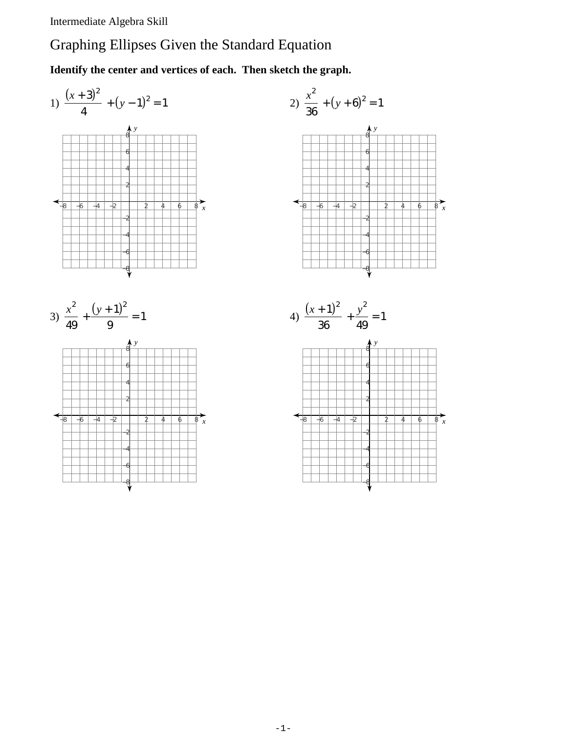Intermediate Algebra Skill

# Graphing Ellipses Given the Standard Equation

**Identify the center and vertices of each. Then sketch the graph.**

1) $\frac{(x+3)^2}{4} + (y-1)^2 = 1$

2) $\frac{x^2}{36} + (y+6)^2 = 1$

3) $\frac{x^2}{49} + \frac{(y+1)^2}{9} = 1$

4) $\frac{(x+1)^2}{36} + \frac{y^2}{49} = 1$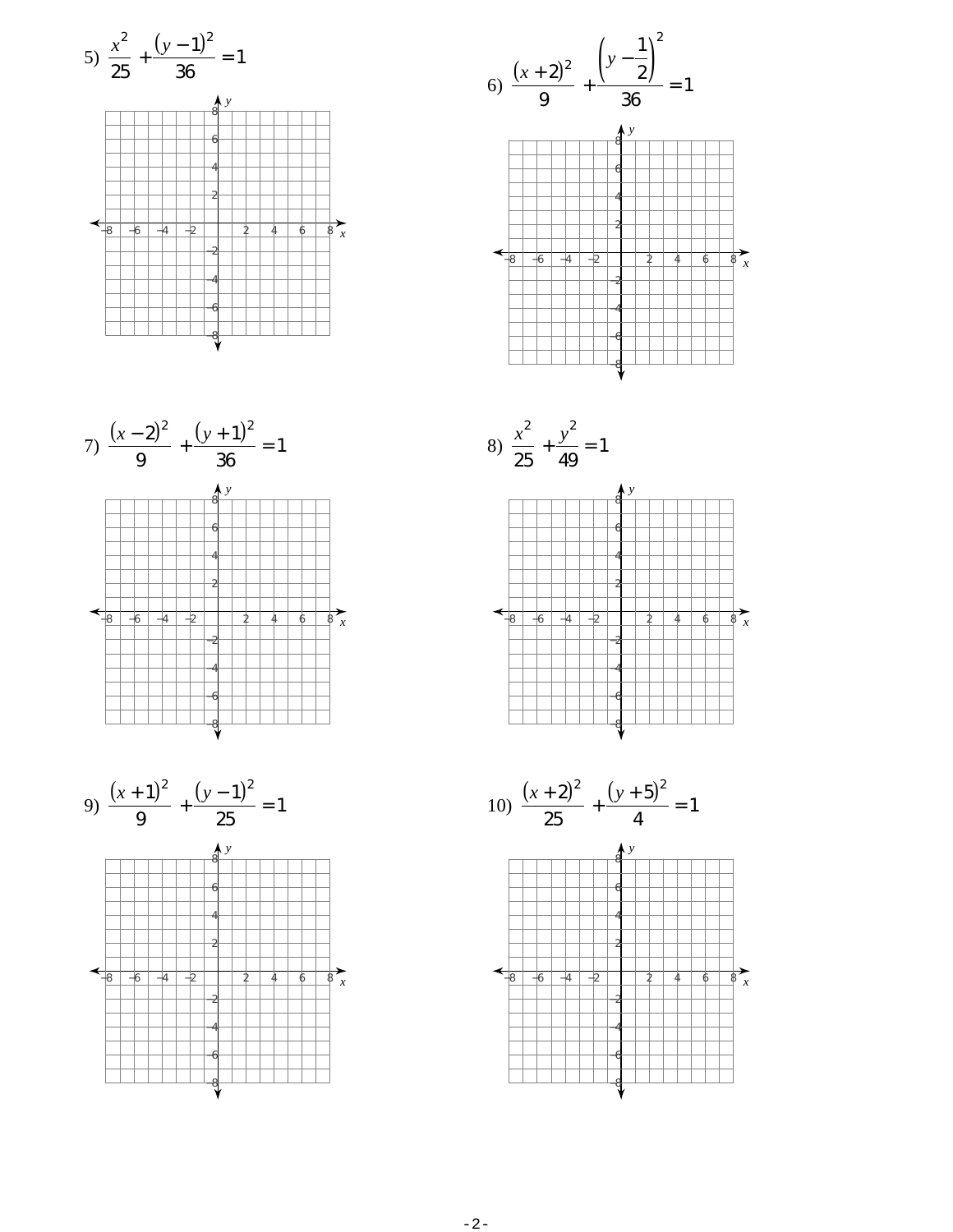5) $\dfrac{x^2}{25} + \dfrac{(y-1)^2}{36} = 1$

6) $\dfrac{(x+2)^2}{9} + \dfrac{\left(y-\frac{1}{2}\right)^2}{36} = 1$

7) $\dfrac{(x-2)^2}{9} + \dfrac{(y+1)^2}{36} = 1$

8) $\dfrac{x^2}{25} + \dfrac{y^2}{49} = 1$

9) $\dfrac{(x+1)^2}{9} + \dfrac{(y-1)^2}{25} = 1$

10) $\dfrac{(x+2)^2}{25} + \dfrac{(y+5)^2}{4} = 1$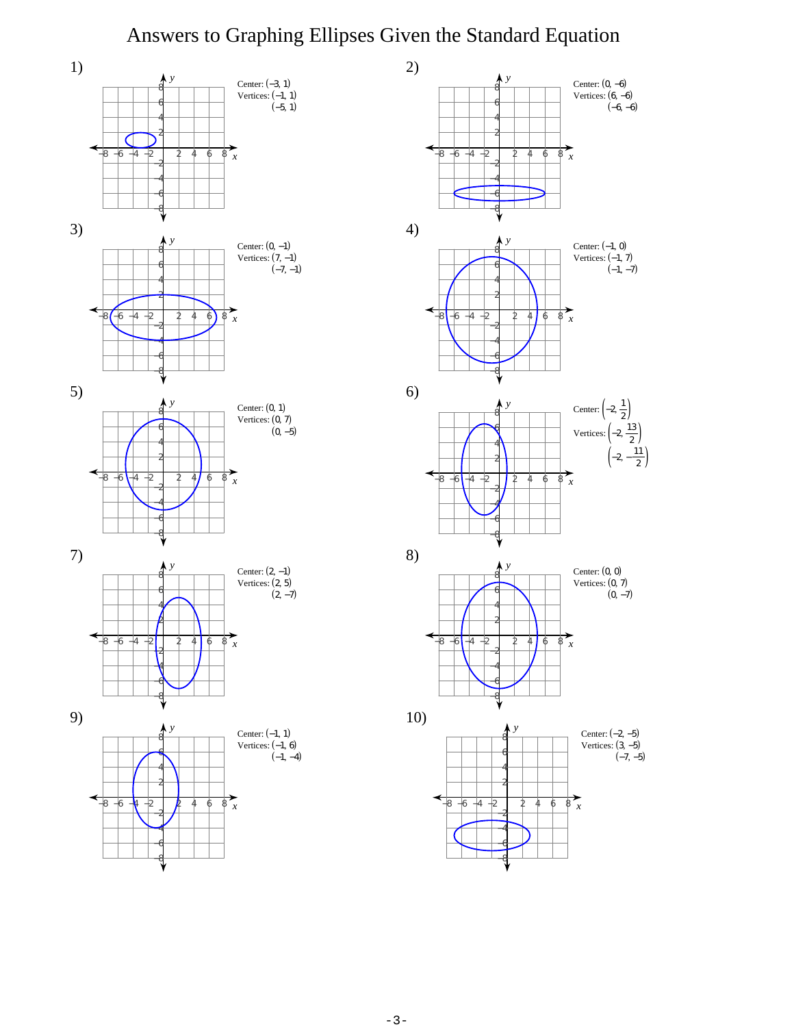# Answers to Graphing Ellipses Given the Standard Equation

1) Center: $(-3, 1)$
Vertices: $(-1, 1)$
$(-5, 1)$

2) Center: $(0, -6)$
Vertices: $(6, -6)$
$(-6, -6)$

3) Center: $(0, -1)$
Vertices: $(7, -1)$
$(-7, -1)$

4) Center: $(-1, 0)$
Vertices: $(-1, 7)$
$(-1, -7)$

5) Center: $(0, 1)$
Vertices: $(0, 7)$
$(0, -5)$

6) Center: $\left(-2, \frac{1}{2}\right)$
Vertices: $\left(-2, \frac{13}{2}\right)$
$\left(-2, -\frac{11}{2}\right)$

7) Center: $(2, -1)$
Vertices: $(2, 5)$
$(2, -7)$

8) Center: $(0, 0)$
Vertices: $(0, 7)$
$(0, -7)$

9) Center: $(-1, 1)$
Vertices: $(-1, 6)$
$(-1, -4)$

10) Center: $(-2, -5)$
Vertices: $(3, -5)$
$(-7, -5)$